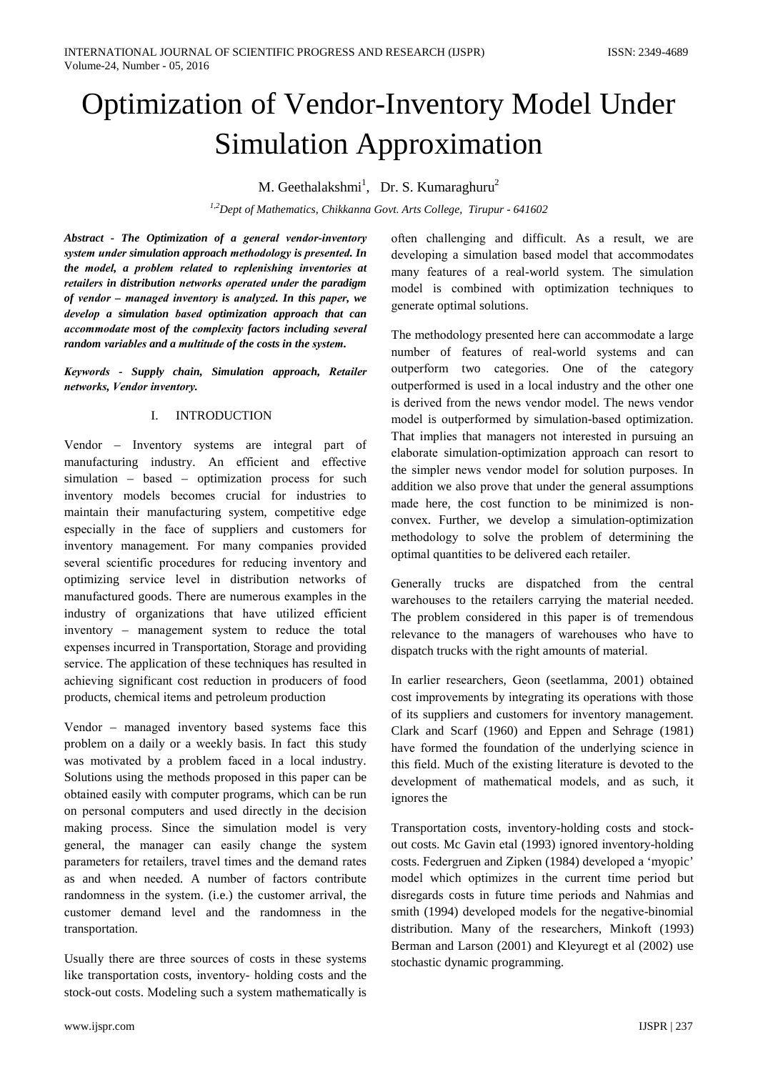# Optimization of Vendor-Inventory Model Under Simulation Approximation

M. Geethalakshmi[1], Dr. S. Kumaraghuru[2]

[1,2]*Dept of Mathematics, Chikkanna Govt. Arts College, Tirupur - 641602*

***Abstract - The Optimization of a general vendor-inventory system under simulation approach methodology is presented. In the model, a problem related to replenishing inventories at retailers in distribution networks operated under the paradigm of vendor – managed inventory is analyzed. In this paper, we develop a simulation based optimization approach that can accommodate most of the complexity factors including several random variables and a multitude of the costs in the system.***

***Keywords - Supply chain, Simulation approach, Retailer networks, Vendor inventory.***

## I. INTRODUCTION

Vendor – Inventory systems are integral part of manufacturing industry. An efficient and effective simulation – based – optimization process for such inventory models becomes crucial for industries to maintain their manufacturing system, competitive edge especially in the face of suppliers and customers for inventory management. For many companies provided several scientific procedures for reducing inventory and optimizing service level in distribution networks of manufactured goods. There are numerous examples in the industry of organizations that have utilized efficient inventory – management system to reduce the total expenses incurred in Transportation, Storage and providing service. The application of these techniques has resulted in achieving significant cost reduction in producers of food products, chemical items and petroleum production

Vendor – managed inventory based systems face this problem on a daily or a weekly basis. In fact this study was motivated by a problem faced in a local industry. Solutions using the methods proposed in this paper can be obtained easily with computer programs, which can be run on personal computers and used directly in the decision making process. Since the simulation model is very general, the manager can easily change the system parameters for retailers, travel times and the demand rates as and when needed. A number of factors contribute randomness in the system. (i.e.) the customer arrival, the customer demand level and the randomness in the transportation.

Usually there are three sources of costs in these systems like transportation costs, inventory- holding costs and the stock-out costs. Modeling such a system mathematically is often challenging and difficult. As a result, we are developing a simulation based model that accommodates many features of a real-world system. The simulation model is combined with optimization techniques to generate optimal solutions.

The methodology presented here can accommodate a large number of features of real-world systems and can outperform two categories. One of the category outperformed is used in a local industry and the other one is derived from the news vendor model. The news vendor model is outperformed by simulation-based optimization. That implies that managers not interested in pursuing an elaborate simulation-optimization approach can resort to the simpler news vendor model for solution purposes. In addition we also prove that under the general assumptions made here, the cost function to be minimized is non-convex. Further, we develop a simulation-optimization methodology to solve the problem of determining the optimal quantities to be delivered each retailer.

Generally trucks are dispatched from the central warehouses to the retailers carrying the material needed. The problem considered in this paper is of tremendous relevance to the managers of warehouses who have to dispatch trucks with the right amounts of material.

In earlier researchers, Geon (seetlamma, 2001) obtained cost improvements by integrating its operations with those of its suppliers and customers for inventory management. Clark and Scarf (1960) and Eppen and Sehrage (1981) have formed the foundation of the underlying science in this field. Much of the existing literature is devoted to the development of mathematical models, and as such, it ignores the

Transportation costs, inventory-holding costs and stock-out costs. Mc Gavin etal (1993) ignored inventory-holding costs. Federgruen and Zipken (1984) developed a 'myopic' model which optimizes in the current time period but disregards costs in future time periods and Nahmias and smith (1994) developed models for the negative-binomial distribution. Many of the researchers, Minkoft (1993) Berman and Larson (2001) and Kleyuregt et al (2002) use stochastic dynamic programming.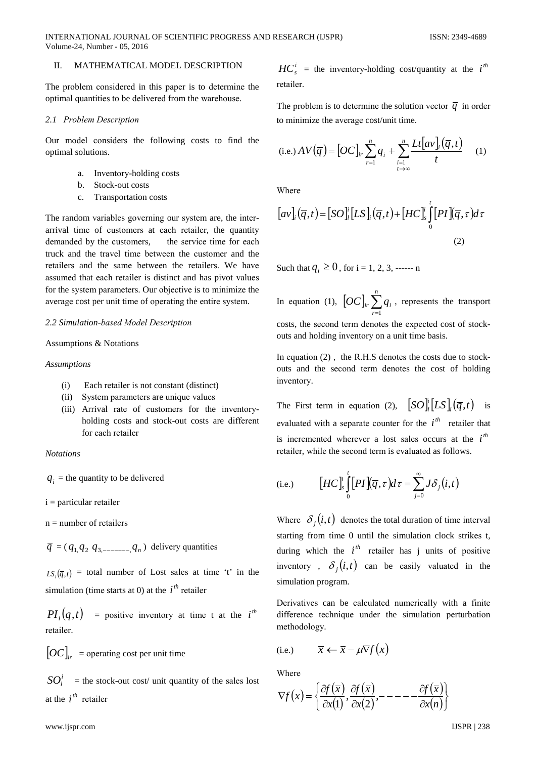## II. MATHEMATICAL MODEL DESCRIPTION

The problem considered in this paper is to determine the optimal quantities to be delivered from the warehouse.

### *2.1 Problem Description*

Our model considers the following costs to find the optimal solutions.

a. Inventory-holding costs
b. Stock-out costs
c. Transportation costs

The random variables governing our system are, the inter-arrival time of customers at each retailer, the quantity demanded by the customers, the service time for each truck and the travel time between the customer and the retailers and the same between the retailers. We have assumed that each retailer is distinct and has pivot values for the system parameters. Our objective is to minimize the average cost per unit time of operating the entire system.

### *2.2 Simulation-based Model Description*

Assumptions & Notations

*Assumptions*

(i) Each retailer is not constant (distinct)
(ii) System parameters are unique values
(iii) Arrival rate of customers for the inventory-holding costs and stock-out costs are different for each retailer

*Notations*

$q_i$ = the quantity to be delivered

i = particular retailer

n = number of retailers

$\overline{q}$ = ($q_{1,} q_2 \; q_{3,\_\_\_\_\_\_\_,} q_n$) delivery quantities

$LS_i(\overline{q},t)$ = total number of Lost sales at time 't' in the simulation (time starts at 0) at the $i^{th}$ retailer

$PI_i(\overline{q},t)$ = positive inventory at time t at the $i^{th}$ retailer.

$[OC]_{ir}$ = operating cost per unit time

$SO_l^i$ = the stock-out cost/ unit quantity of the sales lost at the $i^{th}$ retailer

$HC_s^i$ = the inventory-holding cost/quantity at the $i^{th}$ retailer.

The problem is to determine the solution vector $\overline{q}$ in order to minimize the average cost/unit time.

$$\text{(i.e.) } AV(\overline{q}) = [OC]_{ir} \sum_{r=1}^{n} q_i + \sum_{\substack{i=1 \\ t\to\infty}}^{n} \frac{Lt[av]_i(\overline{q},t)}{t} \quad (1)$$

Where

$$[av]_i(\overline{q},t) = [SO]_l^i [LS]_i(\overline{q},t) + [HC]_s^i \int_0^t [PI](\overline{q},\tau) d\tau \quad (2)$$

Such that $q_i \geq 0$, for i = 1, 2, 3, ------ n

In equation (1), $[OC]_{ir} \sum_{r=1}^{n} q_i$, represents the transport costs, the second term denotes the expected cost of stock-outs and holding inventory on a unit time basis.

In equation (2), the R.H.S denotes the costs due to stock-outs and the second term denotes the cost of holding inventory.

The First term in equation (2), $[SO]_l^i [LS]_i(\overline{q},t)$ is evaluated with a separate counter for the $i^{th}$ retailer that is incremented wherever a lost sales occurs at the $i^{th}$ retailer, while the second term is evaluated as follows.

$$\text{(i.e.)} \qquad [HC]_s^i \int_0^t [PI](\overline{q},\tau) d\tau = \sum_{j=0}^{\infty} J\delta_j(i,t)$$

Where $\delta_j(i,t)$ denotes the total duration of time interval starting from time 0 until the simulation clock strikes t, during which the $i^{th}$ retailer has j units of positive inventory, $\delta_j(i,t)$ can be easily valuated in the simulation program.

Derivatives can be calculated numerically with a finite difference technique under the simulation perturbation methodology.

$$\text{(i.e.)} \qquad \overline{x} \leftarrow \overline{x} - \mu \nabla f(x)$$

Where

$$\nabla f(x) = \left\{ \frac{\partial f(\overline{x})}{\partial x(1)}, \frac{\partial f(\overline{x})}{\partial x(2)}, -----\frac{\partial f(\overline{x})}{\partial x(n)} \right\}$$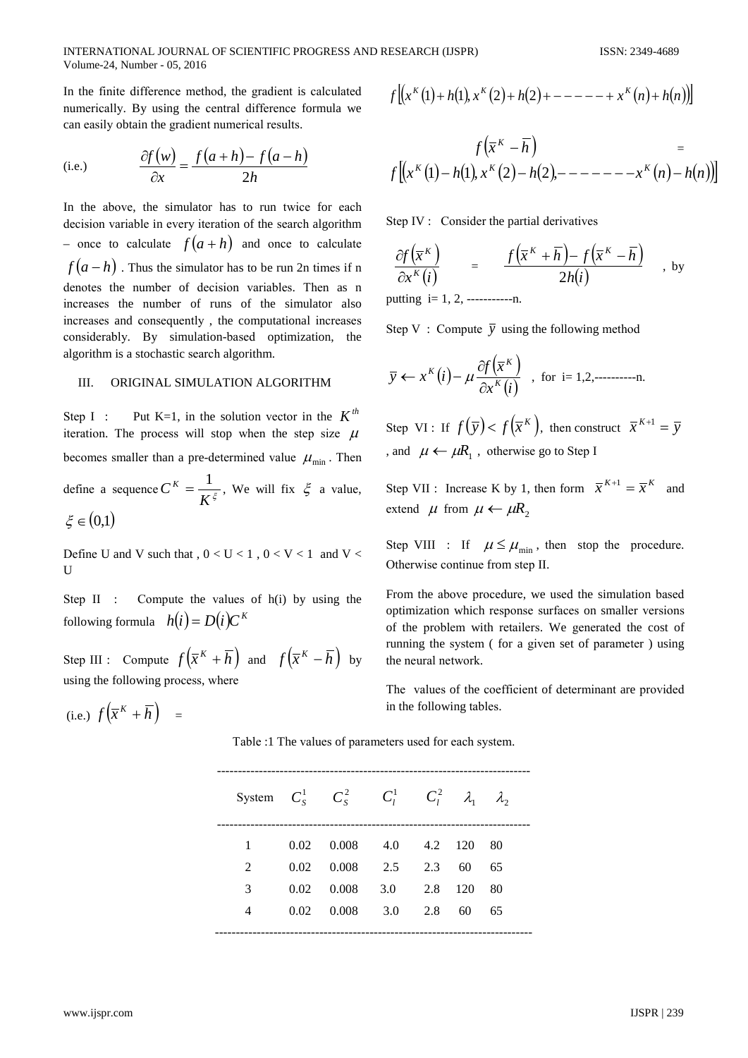In the finite difference method, the gradient is calculated numerically. By using the central difference formula we can easily obtain the gradient numerical results.

(i.e.) $$\frac{\partial f(w)}{\partial x} = \frac{f(a+h) - f(a-h)}{2h}$$

In the above, the simulator has to run twice for each decision variable in every iteration of the search algorithm – once to calculate $f(a+h)$ and once to calculate $f(a-h)$ . Thus the simulator has to be run 2n times if n denotes the number of decision variables. Then as n increases the number of runs of the simulator also increases and consequently , the computational increases considerably. By simulation-based optimization, the algorithm is a stochastic search algorithm.

## III. ORIGINAL SIMULATION ALGORITHM

Step I : Put K=1, in the solution vector in the $K^{th}$ iteration. The process will stop when the step size $\mu$ becomes smaller than a pre-determined value $\mu_{\min}$. Then define a sequence $C^K = \frac{1}{K^{\xi}}$, We will fix $\xi$ a value, $\xi \in (0,1)$

Define U and V such that , 0 < U < 1 , 0 < V < 1 and V < U

Step II : Compute the values of h(i) by using the following formula $h(i) = D(i)C^K$

Step III : Compute $f\left(\overline{x}^K + \overline{h}\right)$ and $f\left(\overline{x}^K - \overline{h}\right)$ by using the following process, where

(i.e.) $f\left(\overline{x}^K + \overline{h}\right)$ =

$$f\left[\left(x^K(1) + h(1), x^K(2) + h(2) + - - - - - + x^K(n) + h(n)\right)\right]$$

$f\left(\overline{x}^K - \overline{h}\right)$ =

$$f\left[\left(x^K(1) - h(1), x^K(2) - h(2), - - - - - - - x^K(n) - h(n)\right)\right]$$

Step IV : Consider the partial derivatives

$$\frac{\partial f\left(\overline{x}^K\right)}{\partial x^K(i)} = \frac{f\left(\overline{x}^K + \overline{h}\right) - f\left(\overline{x}^K - \overline{h}\right)}{2h(i)}$$ , by putting i= 1, 2, -----------n.

Step V : Compute $\overline{y}$ using the following method

$$\overline{y} \leftarrow x^K(i) - \mu \frac{\partial f\left(\overline{x}^K\right)}{\partial x^K(i)}$$ , for i= 1,2,----------n.

Step VI : If $f(\overline{y}) < f\left(\overline{x}^K\right)$, then construct $\overline{x}^{K+1} = \overline{y}$ , and $\mu \leftarrow \mu R_1$ , otherwise go to Step I

Step VII : Increase K by 1, then form $\overline{x}^{K+1} = \overline{x}^K$ and extend $\mu$ from $\mu \leftarrow \mu R_2$

Step VIII : If $\mu \leq \mu_{\min}$, then stop the procedure. Otherwise continue from step II.

From the above procedure, we used the simulation based optimization which response surfaces on smaller versions of the problem with retailers. We generated the cost of running the system ( for a given set of parameter ) using the neural network.

The values of the coefficient of determinant are provided in the following tables.

Table :1 The values of parameters used for each system.

| System | $C_S^1$ | $C_S^2$ | $C_l^1$ | $C_l^2$ | $\lambda_1$ | $\lambda_2$ |
|---|---|---|---|---|---|---|
| 1 | 0.02 | 0.008 | 4.0 | 4.2 | 120 | 80 |
| 2 | 0.02 | 0.008 | 2.5 | 2.3 | 60 | 65 |
| 3 | 0.02 | 0.008 | 3.0 | 2.8 | 120 | 80 |
| 4 | 0.02 | 0.008 | 3.0 | 2.8 | 60 | 65 |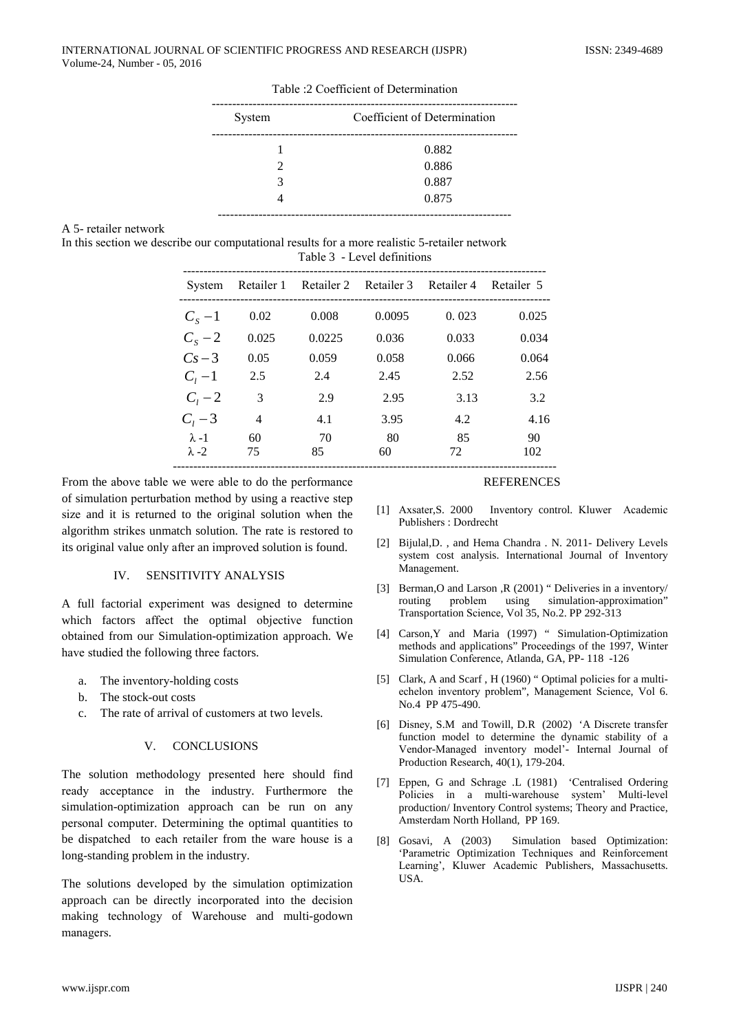Table :2 Coefficient of Determination

| System | Coefficient of Determination |
|---|---|
| 1 | 0.882 |
| 2 | 0.886 |
| 3 | 0.887 |
| 4 | 0.875 |

A 5- retailer network

In this section we describe our computational results for a more realistic 5-retailer network

Table 3 - Level definitions

| System | Retailer 1 | Retailer 2 | Retailer 3 | Retailer 4 | Retailer 5 |
|---|---|---|---|---|---|
| $C_S - 1$ | 0.02 | 0.008 | 0.0095 | 0. 023 | 0.025 |
| $C_S - 2$ | 0.025 | 0.0225 | 0.036 | 0.033 | 0.034 |
| $Cs - 3$ | 0.05 | 0.059 | 0.058 | 0.066 | 0.064 |
| $C_l - 1$ | 2.5 | 2.4 | 2.45 | 2.52 | 2.56 |
| $C_l - 2$ | 3 | 2.9 | 2.95 | 3.13 | 3.2 |
| $C_l - 3$ | 4 | 4.1 | 3.95 | 4.2 | 4.16 |
| $\lambda$ -1 | 60 | 70 | 80 | 85 | 90 |
| $\lambda$ -2 | 75 | 85 | 60 | 72 | 102 |

From the above table we were able to do the performance of simulation perturbation method by using a reactive step size and it is returned to the original solution when the algorithm strikes unmatch solution. The rate is restored to its original value only after an improved solution is found.

## IV. SENSITIVITY ANALYSIS

A full factorial experiment was designed to determine which factors affect the optimal objective function obtained from our Simulation-optimization approach. We have studied the following three factors.

a. The inventory-holding costs
b. The stock-out costs
c. The rate of arrival of customers at two levels.

## V. CONCLUSIONS

The solution methodology presented here should find ready acceptance in the industry. Furthermore the simulation-optimization approach can be run on any personal computer. Determining the optimal quantities to be dispatched to each retailer from the ware house is a long-standing problem in the industry.

The solutions developed by the simulation optimization approach can be directly incorporated into the decision making technology of Warehouse and multi-godown managers.

## REFERENCES

[1] Axsater,S. 2000 Inventory control. Kluwer Academic Publishers : Dordrecht

[2] Bijulal,D. , and Hema Chandra . N. 2011- Delivery Levels system cost analysis. International Journal of Inventory Management.

[3] Berman,O and Larson ,R (2001) " Deliveries in a inventory/ routing problem using simulation-approximation" Transportation Science, Vol 35, No.2. PP 292-313

[4] Carson,Y and Maria (1997) " Simulation-Optimization methods and applications" Proceedings of the 1997, Winter Simulation Conference, Atlanda, GA, PP- 118 -126

[5] Clark, A and Scarf , H (1960) " Optimal policies for a multi-echelon inventory problem", Management Science, Vol 6. No.4 PP 475-490.

[6] Disney, S.M and Towill, D.R (2002) 'A Discrete transfer function model to determine the dynamic stability of a Vendor-Managed inventory model'- Internal Journal of Production Research, 40(1), 179-204.

[7] Eppen, G and Schrage .L (1981) 'Centralised Ordering Policies in a multi-warehouse system' Multi-level production/ Inventory Control systems; Theory and Practice, Amsterdam North Holland, PP 169.

[8] Gosavi, A (2003) Simulation based Optimization: 'Parametric Optimization Techniques and Reinforcement Learning', Kluwer Academic Publishers, Massachusetts. USA.